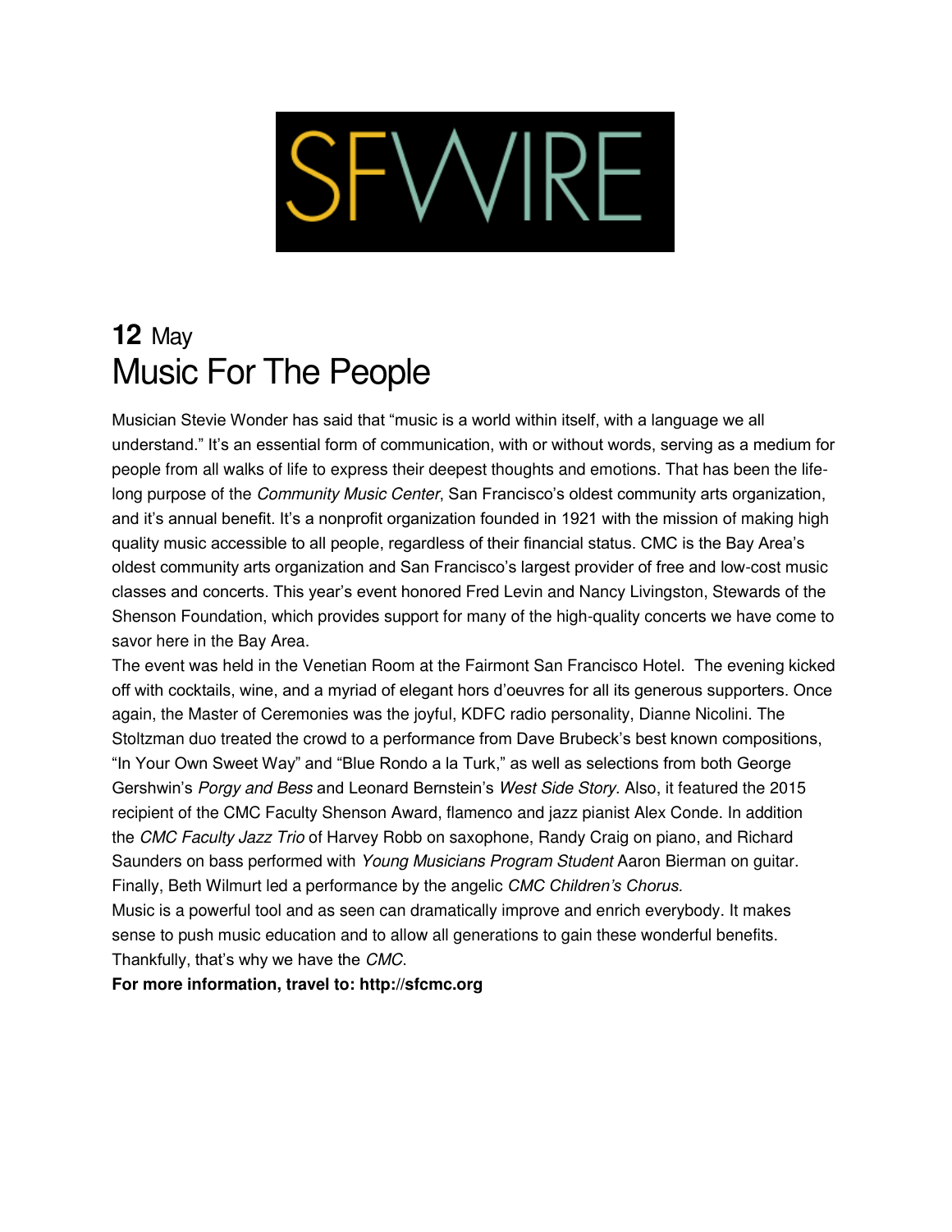# SFWIRE

**12** May

## Music For The People

Musician Stevie Wonder has said that "music is a world within itself, with a language we all understand." It's an essential form of communication, with or without words, serving as a medium for people from all walks of life to express their deepest thoughts and emotions. That has been the life-long purpose of the *Community Music Center*, San Francisco's oldest community arts organization, and it's annual benefit. It's a nonprofit organization founded in 1921 with the mission of making high quality music accessible to all people, regardless of their financial status. CMC is the Bay Area's oldest community arts organization and San Francisco's largest provider of free and low-cost music classes and concerts. This year's event honored Fred Levin and Nancy Livingston, Stewards of the Shenson Foundation, which provides support for many of the high-quality concerts we have come to savor here in the Bay Area.

The event was held in the Venetian Room at the Fairmont San Francisco Hotel. The evening kicked off with cocktails, wine, and a myriad of elegant hors d'oeuvres for all its generous supporters. Once again, the Master of Ceremonies was the joyful, KDFC radio personality, Dianne Nicolini. The Stoltzman duo treated the crowd to a performance from Dave Brubeck's best known compositions, "In Your Own Sweet Way" and "Blue Rondo a la Turk," as well as selections from both George Gershwin's *Porgy and Bess* and Leonard Bernstein's *West Side Story*. Also, it featured the 2015 recipient of the CMC Faculty Shenson Award, flamenco and jazz pianist Alex Conde. In addition the *CMC Faculty Jazz Trio* of Harvey Robb on saxophone, Randy Craig on piano, and Richard Saunders on bass performed with *Young Musicians Program Student* Aaron Bierman on guitar. Finally, Beth Wilmurt led a performance by the angelic *CMC Children's Chorus.*

Music is a powerful tool and as seen can dramatically improve and enrich everybody. It makes sense to push music education and to allow all generations to gain these wonderful benefits. Thankfully, that's why we have the *CMC*.

**For more information, travel to: http://sfcmc.org**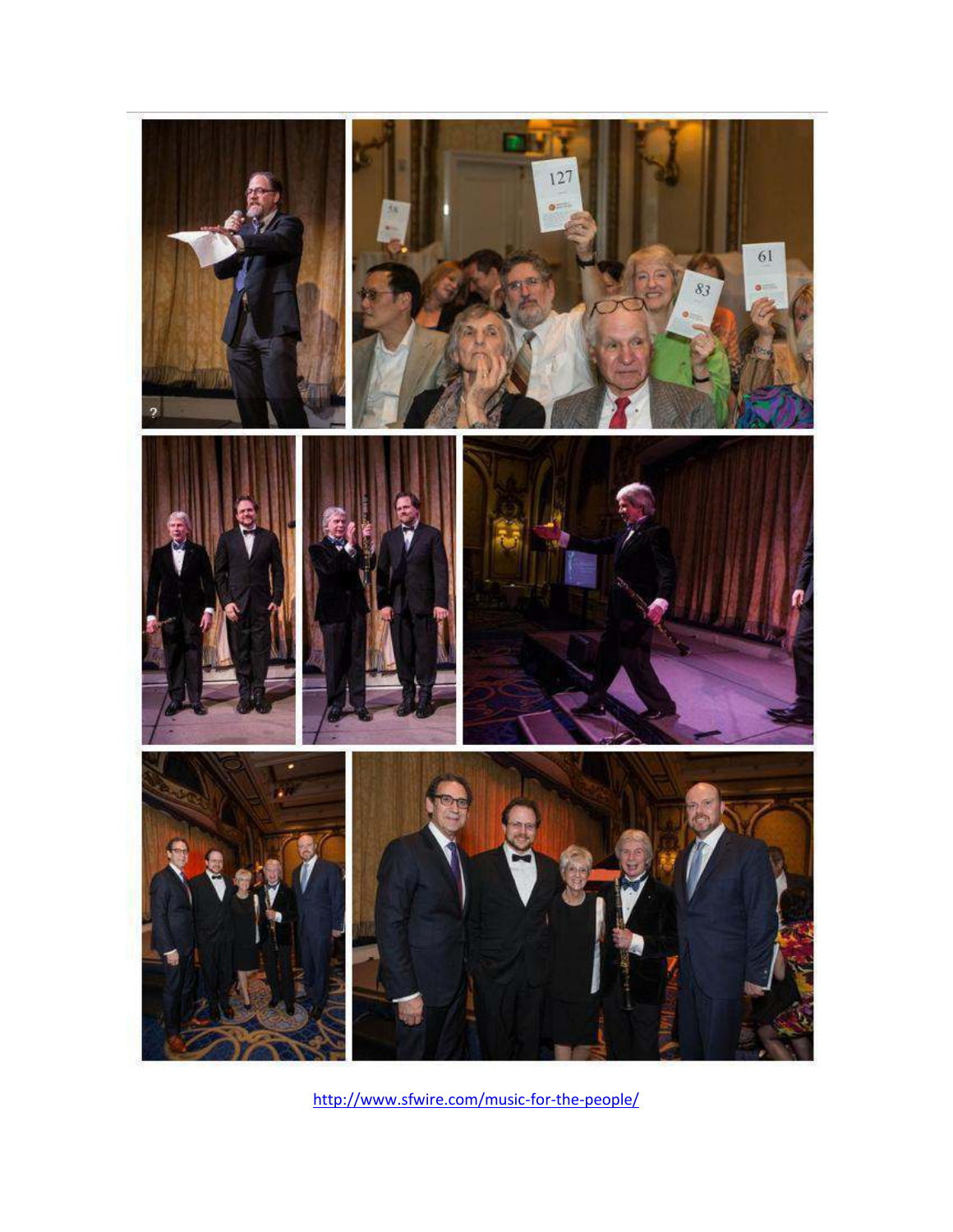http://www.sfwire.com/music-for-the-people/